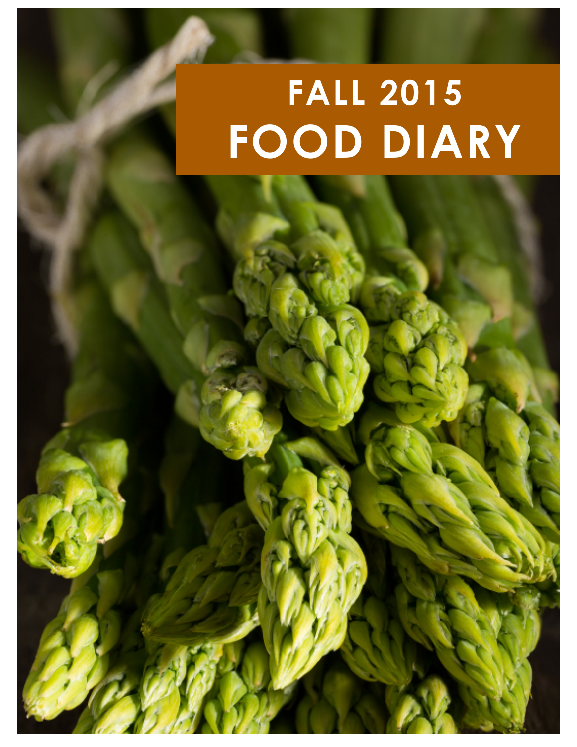# FALL 2015
# FOOD DIARY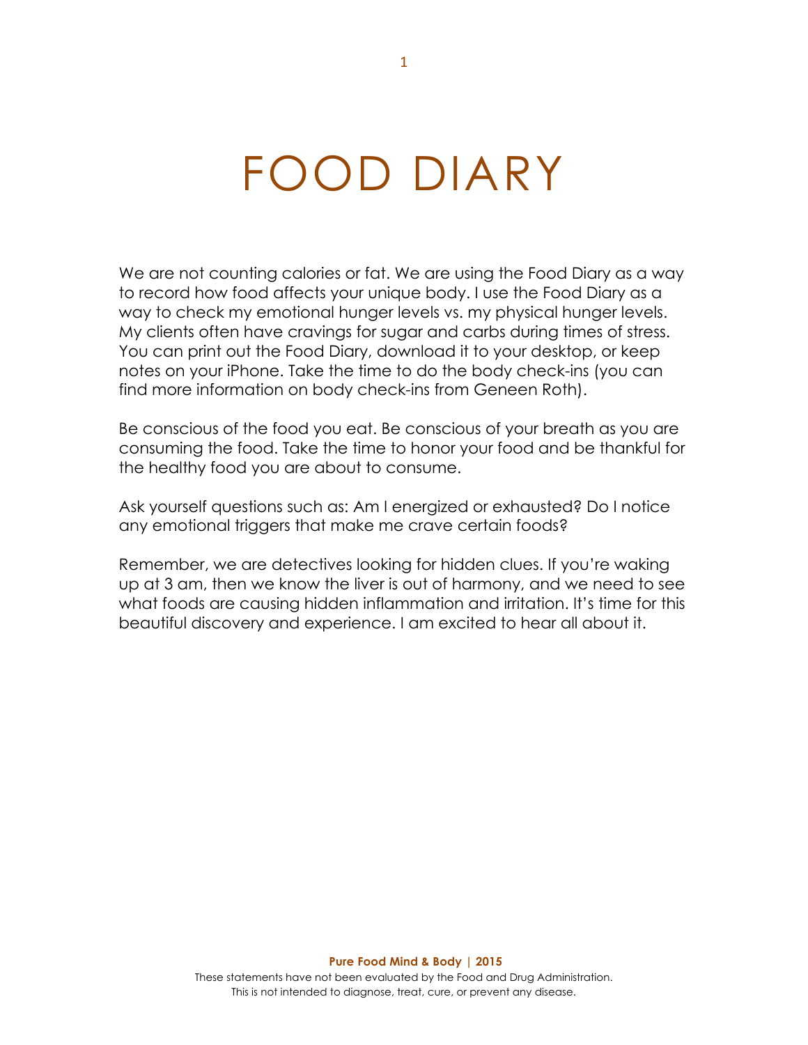# FOOD DIARY

We are not counting calories or fat. We are using the Food Diary as a way to record how food affects your unique body. I use the Food Diary as a way to check my emotional hunger levels vs. my physical hunger levels. My clients often have cravings for sugar and carbs during times of stress. You can print out the Food Diary, download it to your desktop, or keep notes on your iPhone. Take the time to do the body check-ins (you can find more information on body check-ins from Geneen Roth).

Be conscious of the food you eat. Be conscious of your breath as you are consuming the food. Take the time to honor your food and be thankful for the healthy food you are about to consume.

Ask yourself questions such as: Am I energized or exhausted? Do I notice any emotional triggers that make me crave certain foods?

Remember, we are detectives looking for hidden clues. If you're waking up at 3 am, then we know the liver is out of harmony, and we need to see what foods are causing hidden inflammation and irritation. It's time for this beautiful discovery and experience. I am excited to hear all about it.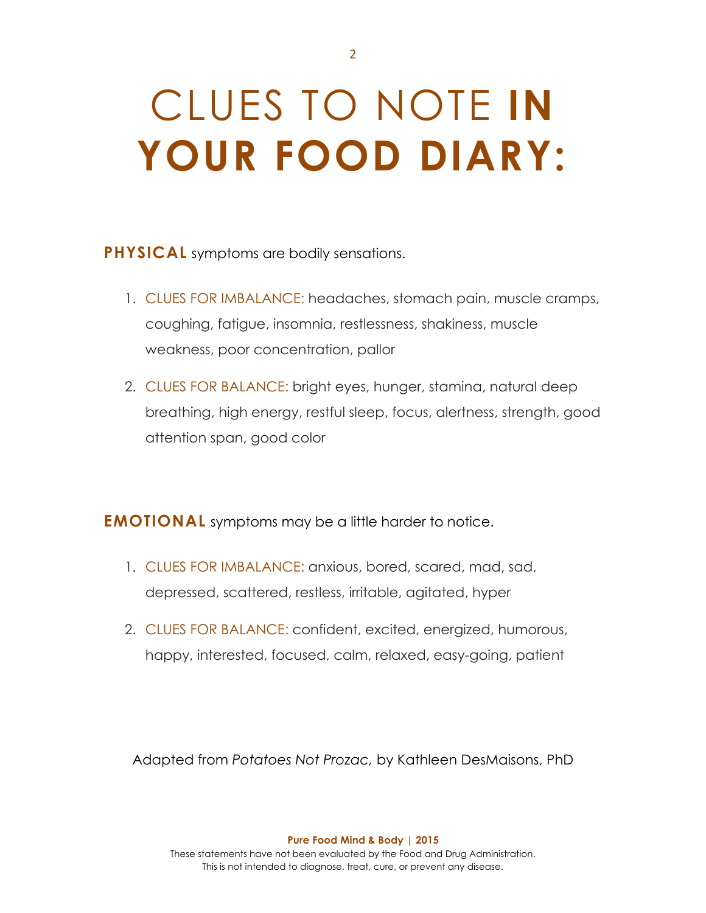# CLUES TO NOTE **IN YOUR FOOD DIARY:**

**PHYSICAL** symptoms are bodily sensations.

1. CLUES FOR IMBALANCE: headaches, stomach pain, muscle cramps, coughing, fatigue, insomnia, restlessness, shakiness, muscle weakness, poor concentration, pallor

2. CLUES FOR BALANCE: bright eyes, hunger, stamina, natural deep breathing, high energy, restful sleep, focus, alertness, strength, good attention span, good color

**EMOTIONAL** symptoms may be a little harder to notice.

1. CLUES FOR IMBALANCE: anxious, bored, scared, mad, sad, depressed, scattered, restless, irritable, agitated, hyper

2. CLUES FOR BALANCE: confident, excited, energized, humorous, happy, interested, focused, calm, relaxed, easy-going, patient

Adapted from *Potatoes Not Prozac,* by Kathleen DesMaisons, PhD

**Pure Food Mind & Body | 2015**

These statements have not been evaluated by the Food and Drug Administration.
This is not intended to diagnose, treat, cure, or prevent any disease.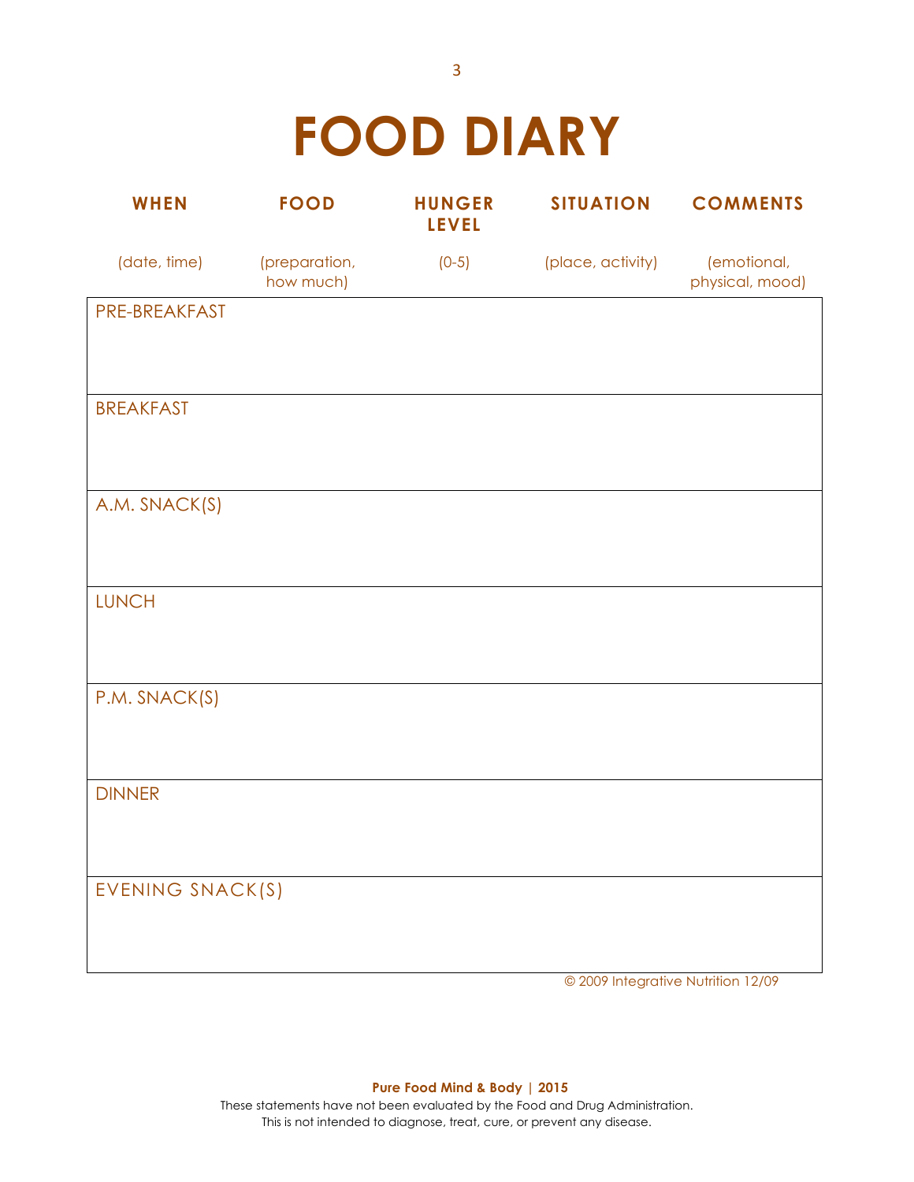# FOOD DIARY

| WHEN | FOOD | HUNGER LEVEL | SITUATION | COMMENTS |
|---|---|---|---|---|
| (date, time) | (preparation, how much) | (0-5) | (place, activity) | (emotional, physical, mood) |
| PRE-BREAKFAST | | | | |
| BREAKFAST | | | | |
| A.M. SNACK(S) | | | | |
| LUNCH | | | | |
| P.M. SNACK(S) | | | | |
| DINNER | | | | |
| EVENING SNACK(S) | | | | |

© 2009 Integrative Nutrition 12/09

**Pure Food Mind & Body | 2015**

These statements have not been evaluated by the Food and Drug Administration.
This is not intended to diagnose, treat, cure, or prevent any disease.